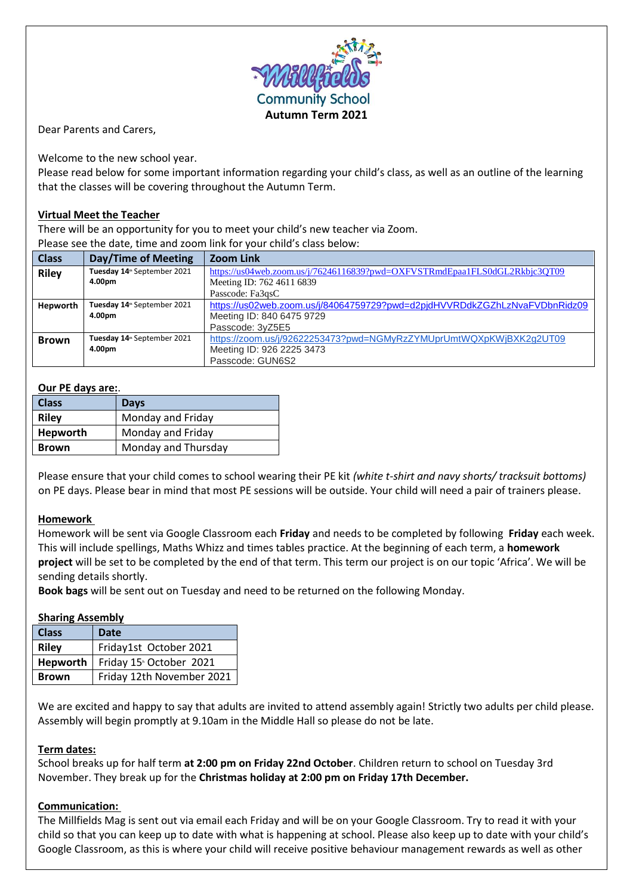# Millfields Community School

**Autumn Term 2021**

Dear Parents and Carers,

Welcome to the new school year.

Please read below for some important information regarding your child's class, as well as an outline of the learning that the classes will be covering throughout the Autumn Term.

## Virtual Meet the Teacher

There will be an opportunity for you to meet your child's new teacher via Zoom.

Please see the date, time and zoom link for your child's class below:

| Class | Day/Time of Meeting | Zoom Link |
|---|---|---|
| **Riley** | Tuesday 14th September 2021 **4.00pm** | https://us04web.zoom.us/j/76246116839?pwd=OXFVSTRmdEpaa1FLS0dGL2Rkbjc3QT09 Meeting ID: 762 4611 6839 Passcode: Fa3qsC |
| **Hepworth** | Tuesday 14th September 2021 **4.00pm** | https://us02web.zoom.us/j/84064759729?pwd=d2pjdHVVRDdkZGZhLzNvaFVDbnRidz09 Meeting ID: 840 6475 9729 Passcode: 3yZ5E5 |
| **Brown** | Tuesday 14th September 2021 **4.00pm** | https://zoom.us/j/92622253473?pwd=NGMyRzZYMUprUmtWQXpKWjBXK2g2UT09 Meeting ID: 926 2225 3473 Passcode: GUN6S2 |

## Our PE days are:.

| Class | Days |
|---|---|
| **Riley** | Monday and Friday |
| **Hepworth** | Monday and Friday |
| **Brown** | Monday and Thursday |

Please ensure that your child comes to school wearing their PE kit *(white t-shirt and navy shorts/ tracksuit bottoms)* on PE days. Please bear in mind that most PE sessions will be outside. Your child will need a pair of trainers please.

## Homework

Homework will be sent via Google Classroom each **Friday** and needs to be completed by following **Friday** each week. This will include spellings, Maths Whizz and times tables practice. At the beginning of each term, a **homework project** will be set to be completed by the end of that term. This term our project is on our topic 'Africa'. We will be sending details shortly.

**Book bags** will be sent out on Tuesday and need to be returned on the following Monday.

## Sharing Assembly

| Class | Date |
|---|---|
| **Riley** | Friday1st October 2021 |
| **Hepworth** | Friday 15th October 2021 |
| **Brown** | Friday 12th November 2021 |

We are excited and happy to say that adults are invited to attend assembly again! Strictly two adults per child please. Assembly will begin promptly at 9.10am in the Middle Hall so please do not be late.

## Term dates:

School breaks up for half term **at 2:00 pm on Friday 22nd October**. Children return to school on Tuesday 3rd November. They break up for the **Christmas holiday at 2:00 pm on Friday 17th December.**

## Communication:

The Millfields Mag is sent out via email each Friday and will be on your Google Classroom. Try to read it with your child so that you can keep up to date with what is happening at school. Please also keep up to date with your child's Google Classroom, as this is where your child will receive positive behaviour management rewards as well as other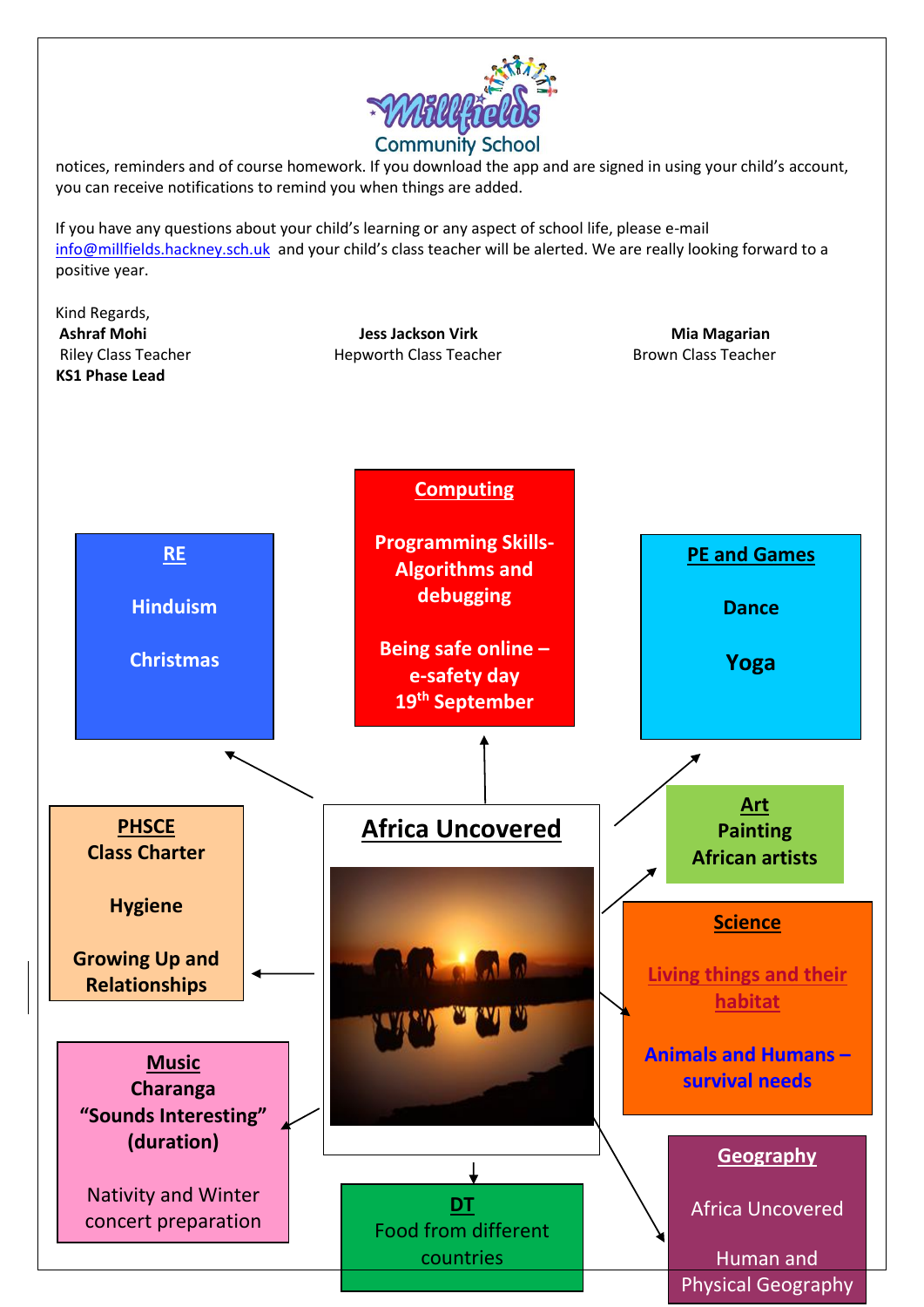notices, reminders and of course homework. If you download the app and are signed in using your child's account, you can receive notifications to remind you when things are added.

If you have any questions about your child's learning or any aspect of school life, please e-mail info@millfields.hackney.sch.uk and your child's class teacher will be alerted. We are really looking forward to a positive year.

Kind Regards,

**Ashraf Mohi**
Riley Class Teacher
**KS1 Phase Lead**

**Jess Jackson Virk**
Hepworth Class Teacher

**Mia Magarian**
Brown Class Teacher

## Africa Uncovered

**RE**

Hinduism

Christmas

**Computing**

Programming Skills- Algorithms and debugging

Being safe online – e-safety day 19th September

**PE and Games**

Dance

Yoga

**Art**

Painting

African artists

**PHSCE**

Class Charter

Hygiene

Growing Up and Relationships

**Science**

Living things and their habitat

Animals and Humans – survival needs

**Music**

Charanga

"Sounds Interesting" (duration)

Nativity and Winter concert preparation

**DT**

Food from different countries

**Geography**

Africa Uncovered

Human and Physical Geography